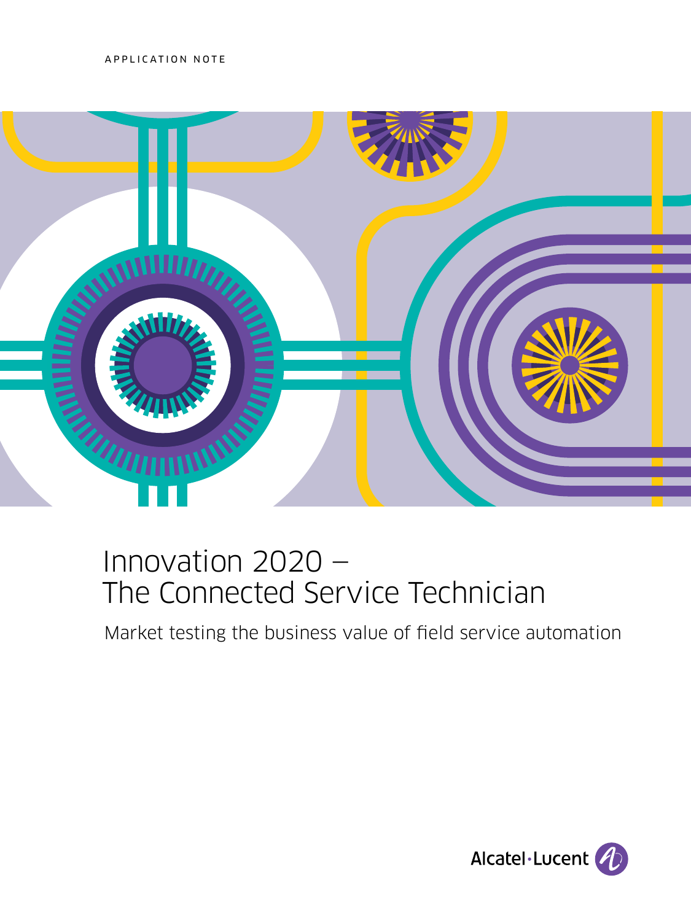APPLICATION NOTE

# Innovation 2020 – The Connected Service Technician

Market testing the business value of field service automation

Alcatel·Lucent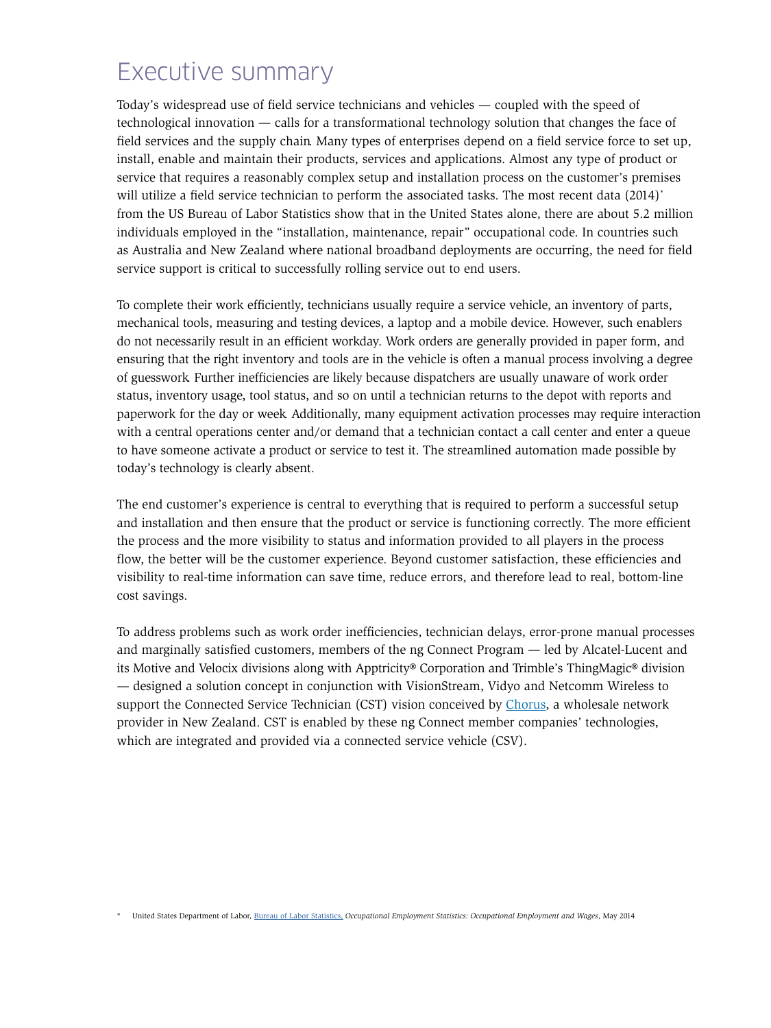# Executive summary

Today's widespread use of field service technicians and vehicles — coupled with the speed of technological innovation — calls for a transformational technology solution that changes the face of field services and the supply chain. Many types of enterprises depend on a field service force to set up, install, enable and maintain their products, services and applications. Almost any type of product or service that requires a reasonably complex setup and installation process on the customer's premises will utilize a field service technician to perform the associated tasks. The most recent data (2014)* from the US Bureau of Labor Statistics show that in the United States alone, there are about 5.2 million individuals employed in the "installation, maintenance, repair" occupational code. In countries such as Australia and New Zealand where national broadband deployments are occurring, the need for field service support is critical to successfully rolling service out to end users.

To complete their work efficiently, technicians usually require a service vehicle, an inventory of parts, mechanical tools, measuring and testing devices, a laptop and a mobile device. However, such enablers do not necessarily result in an efficient workday. Work orders are generally provided in paper form, and ensuring that the right inventory and tools are in the vehicle is often a manual process involving a degree of guesswork. Further inefficiencies are likely because dispatchers are usually unaware of work order status, inventory usage, tool status, and so on until a technician returns to the depot with reports and paperwork for the day or week. Additionally, many equipment activation processes may require interaction with a central operations center and/or demand that a technician contact a call center and enter a queue to have someone activate a product or service to test it. The streamlined automation made possible by today's technology is clearly absent.

The end customer's experience is central to everything that is required to perform a successful setup and installation and then ensure that the product or service is functioning correctly. The more efficient the process and the more visibility to status and information provided to all players in the process flow, the better will be the customer experience. Beyond customer satisfaction, these efficiencies and visibility to real-time information can save time, reduce errors, and therefore lead to real, bottom-line cost savings.

To address problems such as work order inefficiencies, technician delays, error-prone manual processes and marginally satisfied customers, members of the ng Connect Program — led by Alcatel-Lucent and its Motive and Velocix divisions along with Apptricity® Corporation and Trimble's ThingMagic® division — designed a solution concept in conjunction with VisionStream, Vidyo and Netcomm Wireless to support the Connected Service Technician (CST) vision conceived by Chorus, a wholesale network provider in New Zealand. CST is enabled by these ng Connect member companies' technologies, which are integrated and provided via a connected service vehicle (CSV).

\* United States Department of Labor, Bureau of Labor Statistics, *Occupational Employment Statistics: Occupational Employment and Wages*, May 2014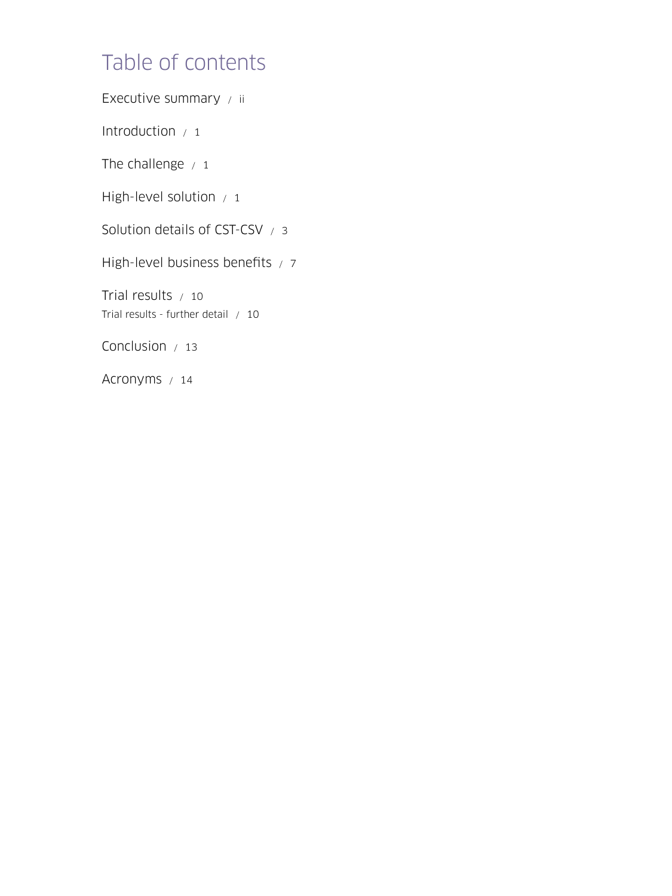# Table of contents

Executive summary / ii

Introduction / 1

The challenge / 1

High-level solution / 1

Solution details of CST-CSV / 3

High-level business benefits / 7

Trial results / 10

Trial results - further detail / 10

Conclusion / 13

Acronyms / 14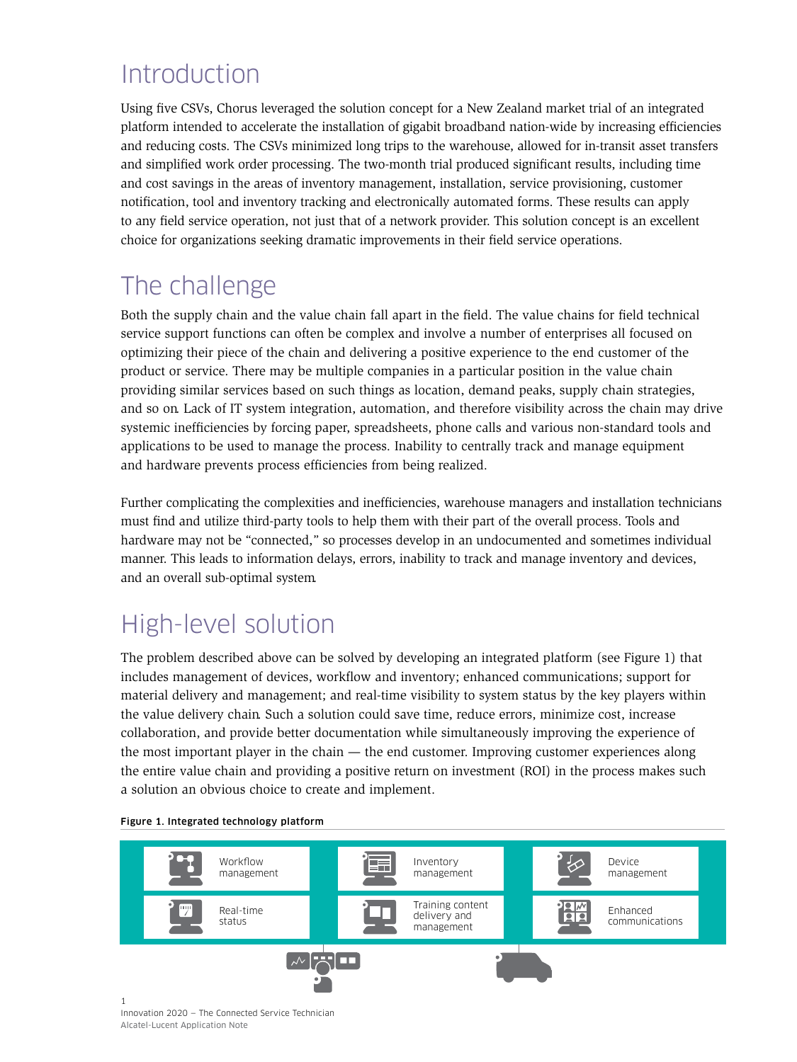# Introduction

Using five CSVs, Chorus leveraged the solution concept for a New Zealand market trial of an integrated platform intended to accelerate the installation of gigabit broadband nation-wide by increasing efficiencies and reducing costs. The CSVs minimized long trips to the warehouse, allowed for in-transit asset transfers and simplified work order processing. The two-month trial produced significant results, including time and cost savings in the areas of inventory management, installation, service provisioning, customer notification, tool and inventory tracking and electronically automated forms. These results can apply to any field service operation, not just that of a network provider. This solution concept is an excellent choice for organizations seeking dramatic improvements in their field service operations.

# The challenge

Both the supply chain and the value chain fall apart in the field. The value chains for field technical service support functions can often be complex and involve a number of enterprises all focused on optimizing their piece of the chain and delivering a positive experience to the end customer of the product or service. There may be multiple companies in a particular position in the value chain providing similar services based on such things as location, demand peaks, supply chain strategies, and so on. Lack of IT system integration, automation, and therefore visibility across the chain may drive systemic inefficiencies by forcing paper, spreadsheets, phone calls and various non-standard tools and applications to be used to manage the process. Inability to centrally track and manage equipment and hardware prevents process efficiencies from being realized.

Further complicating the complexities and inefficiencies, warehouse managers and installation technicians must find and utilize third-party tools to help them with their part of the overall process. Tools and hardware may not be "connected," so processes develop in an undocumented and sometimes individual manner. This leads to information delays, errors, inability to track and manage inventory and devices, and an overall sub-optimal system.

# High-level solution

The problem described above can be solved by developing an integrated platform (see Figure 1) that includes management of devices, workflow and inventory; enhanced communications; support for material delivery and management; and real-time visibility to system status by the key players within the value delivery chain. Such a solution could save time, reduce errors, minimize cost, increase collaboration, and provide better documentation while simultaneously improving the experience of the most important player in the chain — the end customer. Improving customer experiences along the entire value chain and providing a positive return on investment (ROI) in the process makes such a solution an obvious choice to create and implement.

**Figure 1. Integrated technology platform**

| | | |
|---|---|---|
| Workflow management | Inventory management | Device management |
| Real-time status | Training content delivery and management | Enhanced communications |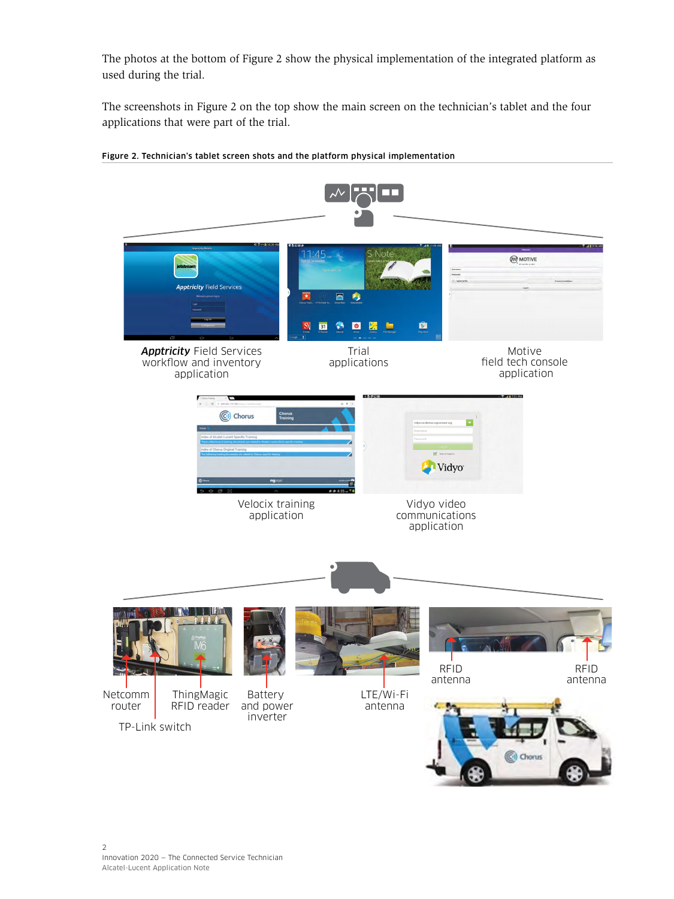The photos at the bottom of Figure 2 show the physical implementation of the integrated platform as used during the trial.

The screenshots in Figure 2 on the top show the main screen on the technician's tablet and the four applications that were part of the trial.

**Figure 2. Technician's tablet screen shots and the platform physical implementation**

***Apptricity*** Field Services workflow and inventory application

Trial applications

Motive field tech console application

Velocix training application

Vidyo video communications application

Netcomm router

ThingMagic RFID reader

TP-Link switch

Battery and power inverter

LTE/Wi-Fi antenna

RFID antenna

RFID antenna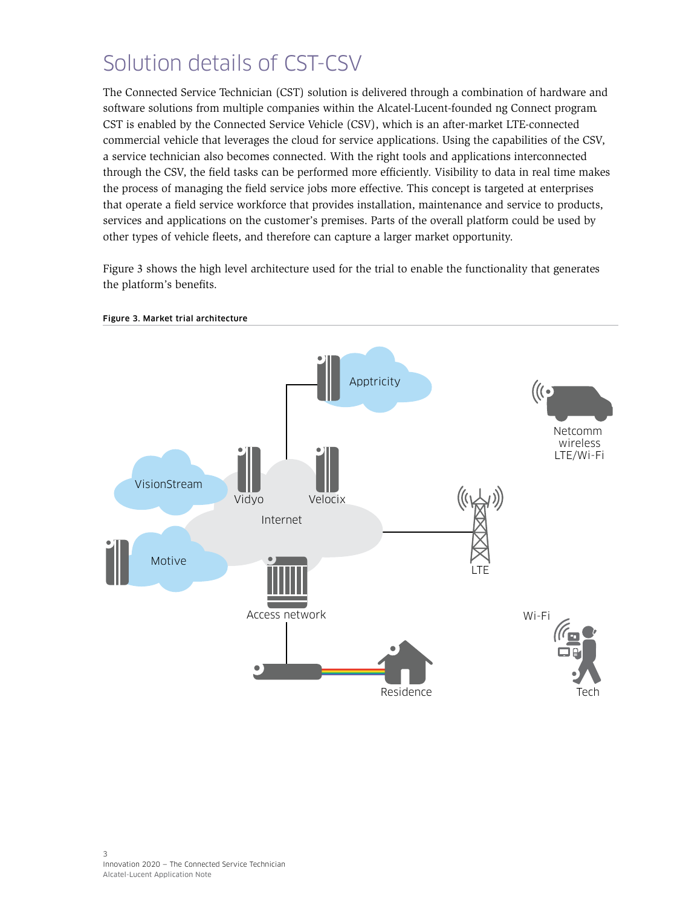# Solution details of CST-CSV

The Connected Service Technician (CST) solution is delivered through a combination of hardware and software solutions from multiple companies within the Alcatel-Lucent-founded ng Connect program. CST is enabled by the Connected Service Vehicle (CSV), which is an after-market LTE-connected commercial vehicle that leverages the cloud for service applications. Using the capabilities of the CSV, a service technician also becomes connected. With the right tools and applications interconnected through the CSV, the field tasks can be performed more efficiently. Visibility to data in real time makes the process of managing the field service jobs more effective. This concept is targeted at enterprises that operate a field service workforce that provides installation, maintenance and service to products, services and applications on the customer's premises. Parts of the overall platform could be used by other types of vehicle fleets, and therefore can capture a larger market opportunity.

Figure 3 shows the high level architecture used for the trial to enable the functionality that generates the platform's benefits.

**Figure 3. Market trial architecture**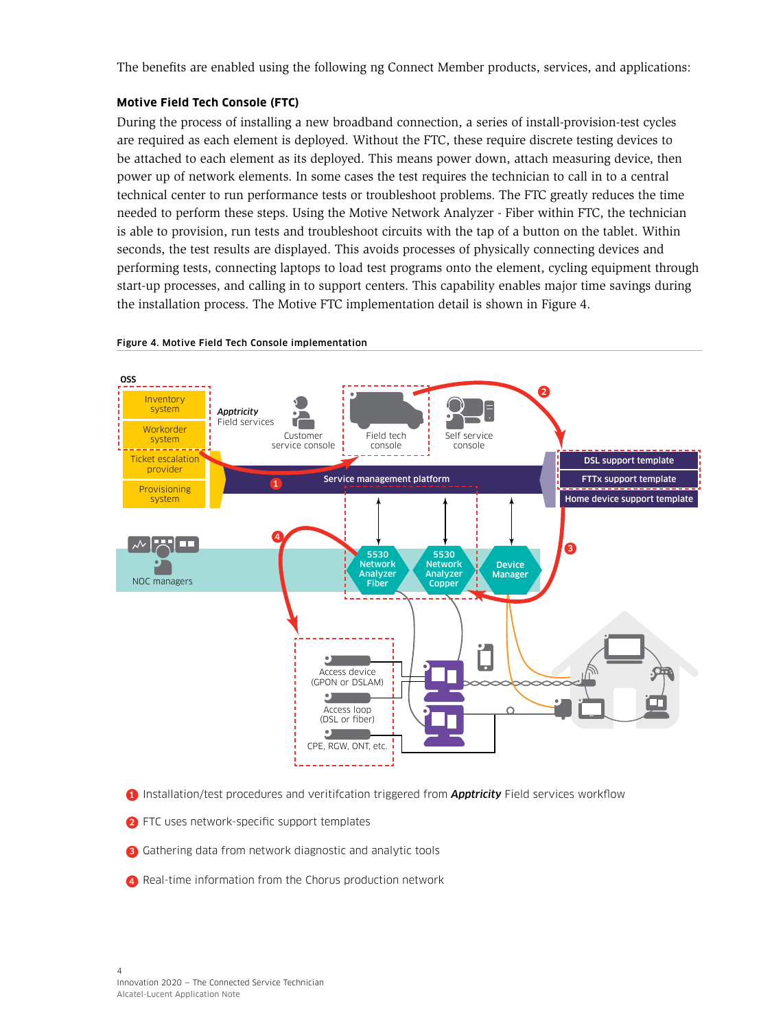The benefits are enabled using the following ng Connect Member products, services, and applications:

### Motive Field Tech Console (FTC)

During the process of installing a new broadband connection, a series of install-provision-test cycles are required as each element is deployed. Without the FTC, these require discrete testing devices to be attached to each element as its deployed. This means power down, attach measuring device, then power up of network elements. In some cases the test requires the technician to call in to a central technical center to run performance tests or troubleshoot problems. The FTC greatly reduces the time needed to perform these steps. Using the Motive Network Analyzer - Fiber within FTC, the technician is able to provision, run tests and troubleshoot circuits with the tap of a button on the tablet. Within seconds, the test results are displayed. This avoids processes of physically connecting devices and performing tests, connecting laptops to load test programs onto the element, cycling equipment through start-up processes, and calling in to support centers. This capability enables major time savings during the installation process. The Motive FTC implementation detail is shown in Figure 4.

**Figure 4. Motive Field Tech Console implementation**

1. Installation/test procedures and veritifcation triggered from ***Apptricity*** Field services workflow
2. FTC uses network-specific support templates
3. Gathering data from network diagnostic and analytic tools
4. Real-time information from the Chorus production network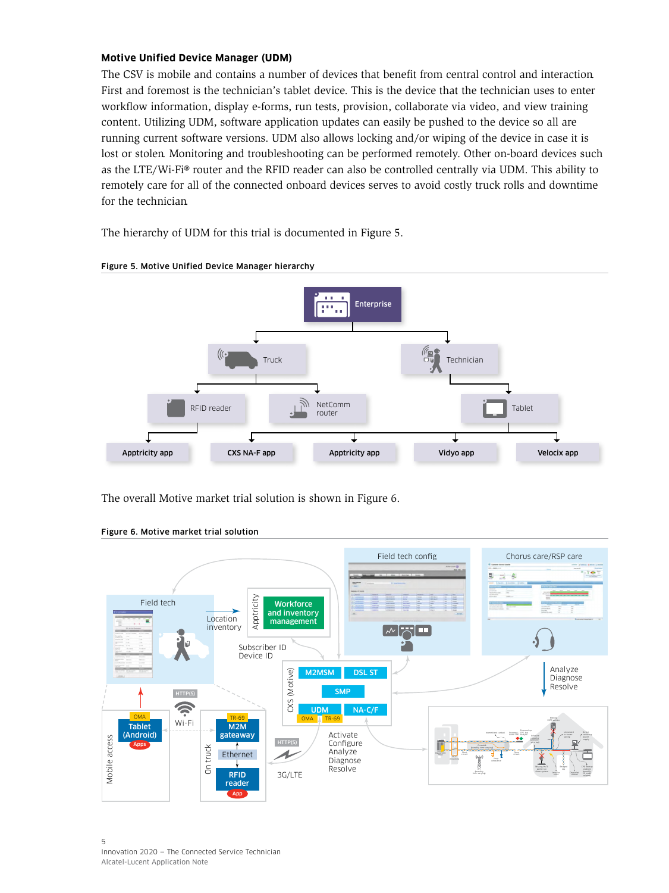### Motive Unified Device Manager (UDM)

The CSV is mobile and contains a number of devices that benefit from central control and interaction. First and foremost is the technician's tablet device. This is the device that the technician uses to enter workflow information, display e-forms, run tests, provision, collaborate via video, and view training content. Utilizing UDM, software application updates can easily be pushed to the device so all are running current software versions. UDM also allows locking and/or wiping of the device in case it is lost or stolen. Monitoring and troubleshooting can be performed remotely. Other on-board devices such as the LTE/Wi-Fi® router and the RFID reader can also be controlled centrally via UDM. This ability to remotely care for all of the connected onboard devices serves to avoid costly truck rolls and downtime for the technician.

The hierarchy of UDM for this trial is documented in Figure 5.

**Figure 5. Motive Unified Device Manager hierarchy**

The overall Motive market trial solution is shown in Figure 6.

**Figure 6. Motive market trial solution**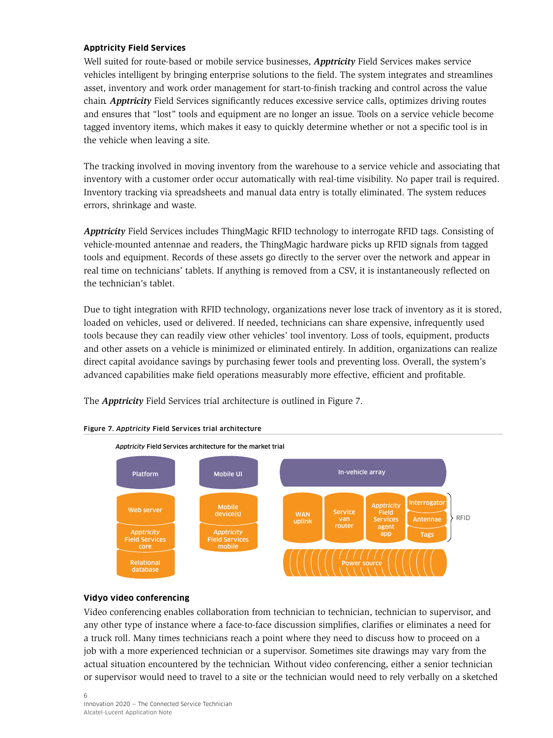### Apptricity Field Services

Well suited for route-based or mobile service businesses, ***Apptricity*** Field Services makes service vehicles intelligent by bringing enterprise solutions to the field. The system integrates and streamlines asset, inventory and work order management for start-to-finish tracking and control across the value chain. ***Apptricity*** Field Services significantly reduces excessive service calls, optimizes driving routes and ensures that “lost” tools and equipment are no longer an issue. Tools on a service vehicle become tagged inventory items, which makes it easy to quickly determine whether or not a specific tool is in the vehicle when leaving a site.

The tracking involved in moving inventory from the warehouse to a service vehicle and associating that inventory with a customer order occur automatically with real-time visibility. No paper trail is required. Inventory tracking via spreadsheets and manual data entry is totally eliminated. The system reduces errors, shrinkage and waste.

***Apptricity*** Field Services includes ThingMagic RFID technology to interrogate RFID tags. Consisting of vehicle-mounted antennae and readers, the ThingMagic hardware picks up RFID signals from tagged tools and equipment. Records of these assets go directly to the server over the network and appear in real time on technicians’ tablets. If anything is removed from a CSV, it is instantaneously reflected on the technician’s tablet.

Due to tight integration with RFID technology, organizations never lose track of inventory as it is stored, loaded on vehicles, used or delivered. If needed, technicians can share expensive, infrequently used tools because they can readily view other vehicles’ tool inventory. Loss of tools, equipment, products and other assets on a vehicle is minimized or eliminated entirely. In addition, organizations can realize direct capital avoidance savings by purchasing fewer tools and preventing loss. Overall, the system’s advanced capabilities make field operations measurably more effective, efficient and profitable.

The ***Apptricity*** Field Services trial architecture is outlined in Figure 7.

**Figure 7. *Apptricity* Field Services trial architecture**

*Apptricity* Field Services architecture for the market trial

| Platform | Mobile UI | In-vehicle array |
|---|---|---|
| Web server | Mobile device(s) | WAN uplink |
| *Apptricity* Field Services core | *Apptricity* Field Services mobile | Service van router |
| Relational database | | *Apptricity* Field Services agent app |
| | | RFID: Interrogator, Antennae, Tags |
| | | Power source |

### Vidyo video conferencing

Video conferencing enables collaboration from technician to technician, technician to supervisor, and any other type of instance where a face-to-face discussion simplifies, clarifies or eliminates a need for a truck roll. Many times technicians reach a point where they need to discuss how to proceed on a job with a more experienced technician or a supervisor. Sometimes site drawings may vary from the actual situation encountered by the technician. Without video conferencing, either a senior technician or supervisor would need to travel to a site or the technician would need to rely verbally on a sketched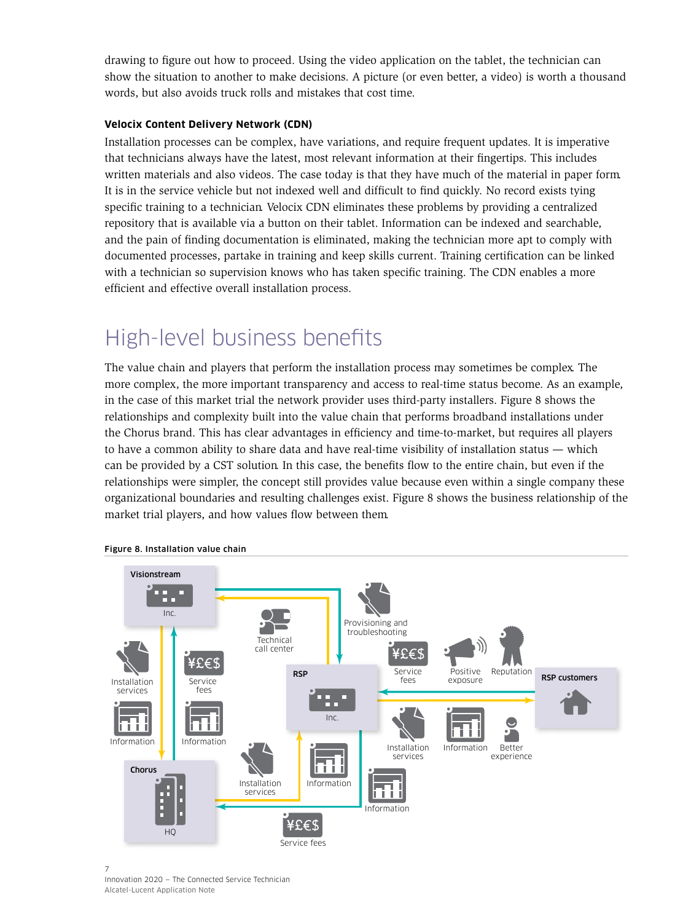drawing to figure out how to proceed. Using the video application on the tablet, the technician can show the situation to another to make decisions. A picture (or even better, a video) is worth a thousand words, but also avoids truck rolls and mistakes that cost time.

**Velocix Content Delivery Network (CDN)**

Installation processes can be complex, have variations, and require frequent updates. It is imperative that technicians always have the latest, most relevant information at their fingertips. This includes written materials and also videos. The case today is that they have much of the material in paper form. It is in the service vehicle but not indexed well and difficult to find quickly. No record exists tying specific training to a technician. Velocix CDN eliminates these problems by providing a centralized repository that is available via a button on their tablet. Information can be indexed and searchable, and the pain of finding documentation is eliminated, making the technician more apt to comply with documented processes, partake in training and keep skills current. Training certification can be linked with a technician so supervision knows who has taken specific training. The CDN enables a more efficient and effective overall installation process.

# High-level business benefits

The value chain and players that perform the installation process may sometimes be complex. The more complex, the more important transparency and access to real-time status become. As an example, in the case of this market trial the network provider uses third-party installers. Figure 8 shows the relationships and complexity built into the value chain that performs broadband installations under the Chorus brand. This has clear advantages in efficiency and time-to-market, but requires all players to have a common ability to share data and have real-time visibility of installation status — which can be provided by a CST solution. In this case, the benefits flow to the entire chain, but even if the relationships were simpler, the concept still provides value because even within a single company these organizational boundaries and resulting challenges exist. Figure 8 shows the business relationship of the market trial players, and how values flow between them.

**Figure 8. Installation value chain**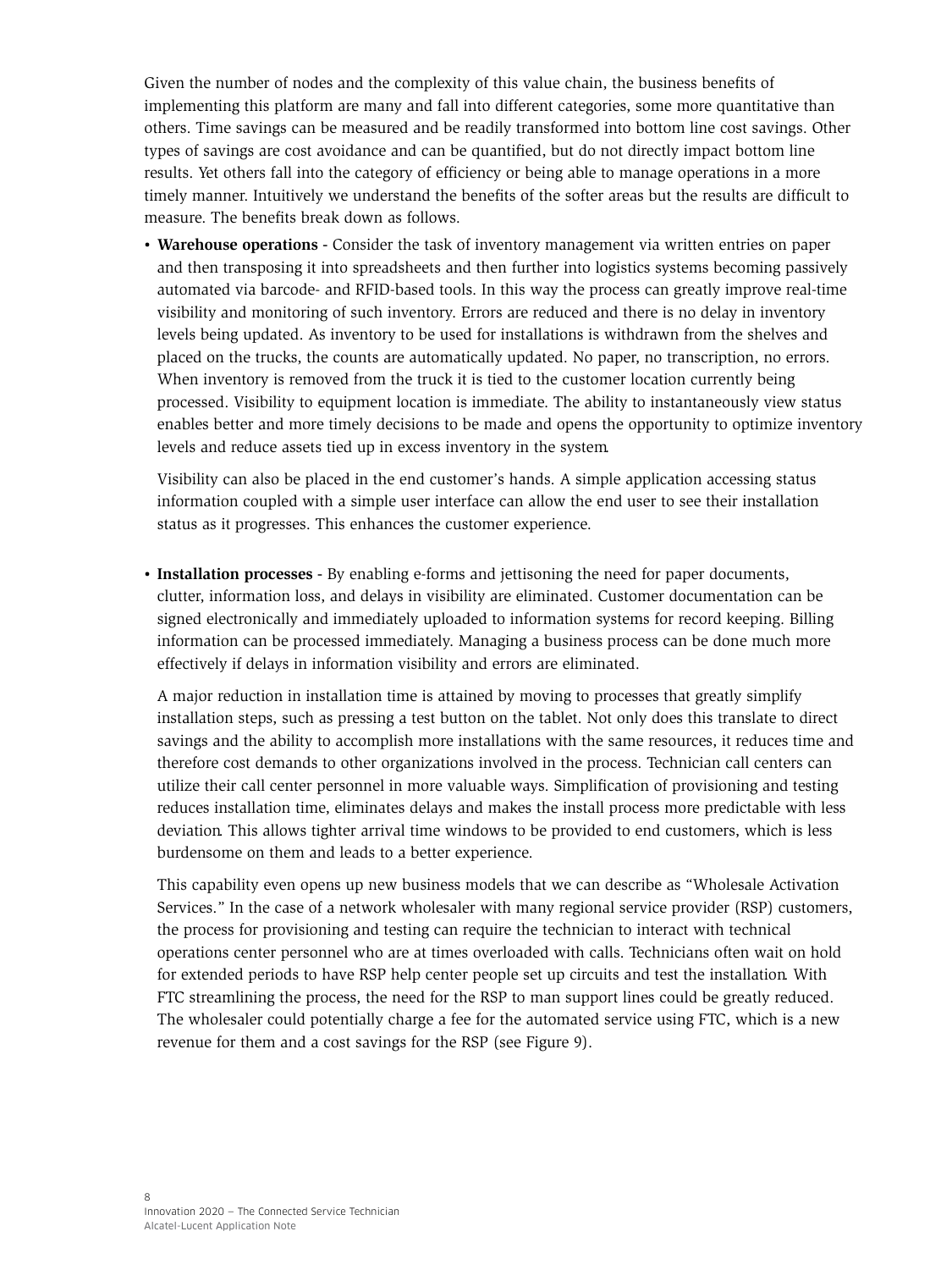Given the number of nodes and the complexity of this value chain, the business benefits of implementing this platform are many and fall into different categories, some more quantitative than others. Time savings can be measured and be readily transformed into bottom line cost savings. Other types of savings are cost avoidance and can be quantified, but do not directly impact bottom line results. Yet others fall into the category of efficiency or being able to manage operations in a more timely manner. Intuitively we understand the benefits of the softer areas but the results are difficult to measure. The benefits break down as follows.

- **Warehouse operations** - Consider the task of inventory management via written entries on paper and then transposing it into spreadsheets and then further into logistics systems becoming passively automated via barcode- and RFID-based tools. In this way the process can greatly improve real-time visibility and monitoring of such inventory. Errors are reduced and there is no delay in inventory levels being updated. As inventory to be used for installations is withdrawn from the shelves and placed on the trucks, the counts are automatically updated. No paper, no transcription, no errors. When inventory is removed from the truck it is tied to the customer location currently being processed. Visibility to equipment location is immediate. The ability to instantaneously view status enables better and more timely decisions to be made and opens the opportunity to optimize inventory levels and reduce assets tied up in excess inventory in the system.

  Visibility can also be placed in the end customer's hands. A simple application accessing status information coupled with a simple user interface can allow the end user to see their installation status as it progresses. This enhances the customer experience.

- **Installation processes** - By enabling e-forms and jettisoning the need for paper documents, clutter, information loss, and delays in visibility are eliminated. Customer documentation can be signed electronically and immediately uploaded to information systems for record keeping. Billing information can be processed immediately. Managing a business process can be done much more effectively if delays in information visibility and errors are eliminated.

  A major reduction in installation time is attained by moving to processes that greatly simplify installation steps, such as pressing a test button on the tablet. Not only does this translate to direct savings and the ability to accomplish more installations with the same resources, it reduces time and therefore cost demands to other organizations involved in the process. Technician call centers can utilize their call center personnel in more valuable ways. Simplification of provisioning and testing reduces installation time, eliminates delays and makes the install process more predictable with less deviation. This allows tighter arrival time windows to be provided to end customers, which is less burdensome on them and leads to a better experience.

  This capability even opens up new business models that we can describe as "Wholesale Activation Services." In the case of a network wholesaler with many regional service provider (RSP) customers, the process for provisioning and testing can require the technician to interact with technical operations center personnel who are at times overloaded with calls. Technicians often wait on hold for extended periods to have RSP help center people set up circuits and test the installation. With FTC streamlining the process, the need for the RSP to man support lines could be greatly reduced. The wholesaler could potentially charge a fee for the automated service using FTC, which is a new revenue for them and a cost savings for the RSP (see Figure 9).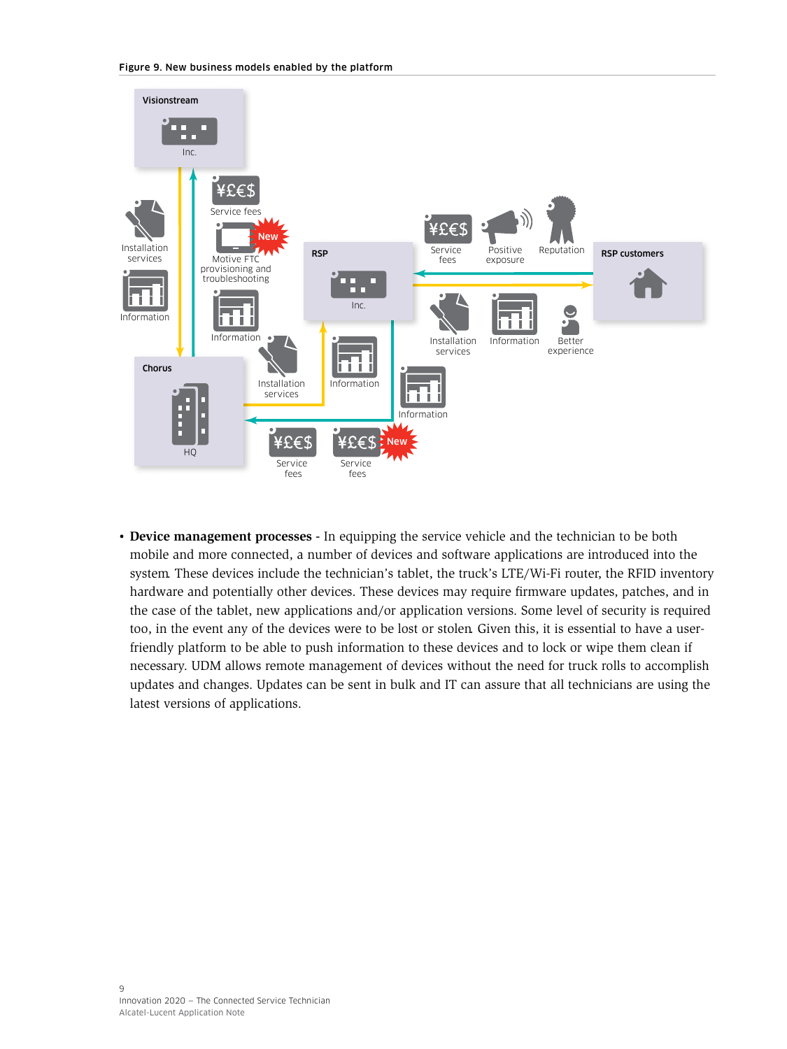**Figure 9. New business models enabled by the platform**

- **Device management processes** - In equipping the service vehicle and the technician to be both mobile and more connected, a number of devices and software applications are introduced into the system. These devices include the technician's tablet, the truck's LTE/Wi-Fi router, the RFID inventory hardware and potentially other devices. These devices may require firmware updates, patches, and in the case of the tablet, new applications and/or application versions. Some level of security is required too, in the event any of the devices were to be lost or stolen. Given this, it is essential to have a user-friendly platform to be able to push information to these devices and to lock or wipe them clean if necessary. UDM allows remote management of devices without the need for truck rolls to accomplish updates and changes. Updates can be sent in bulk and IT can assure that all technicians are using the latest versions of applications.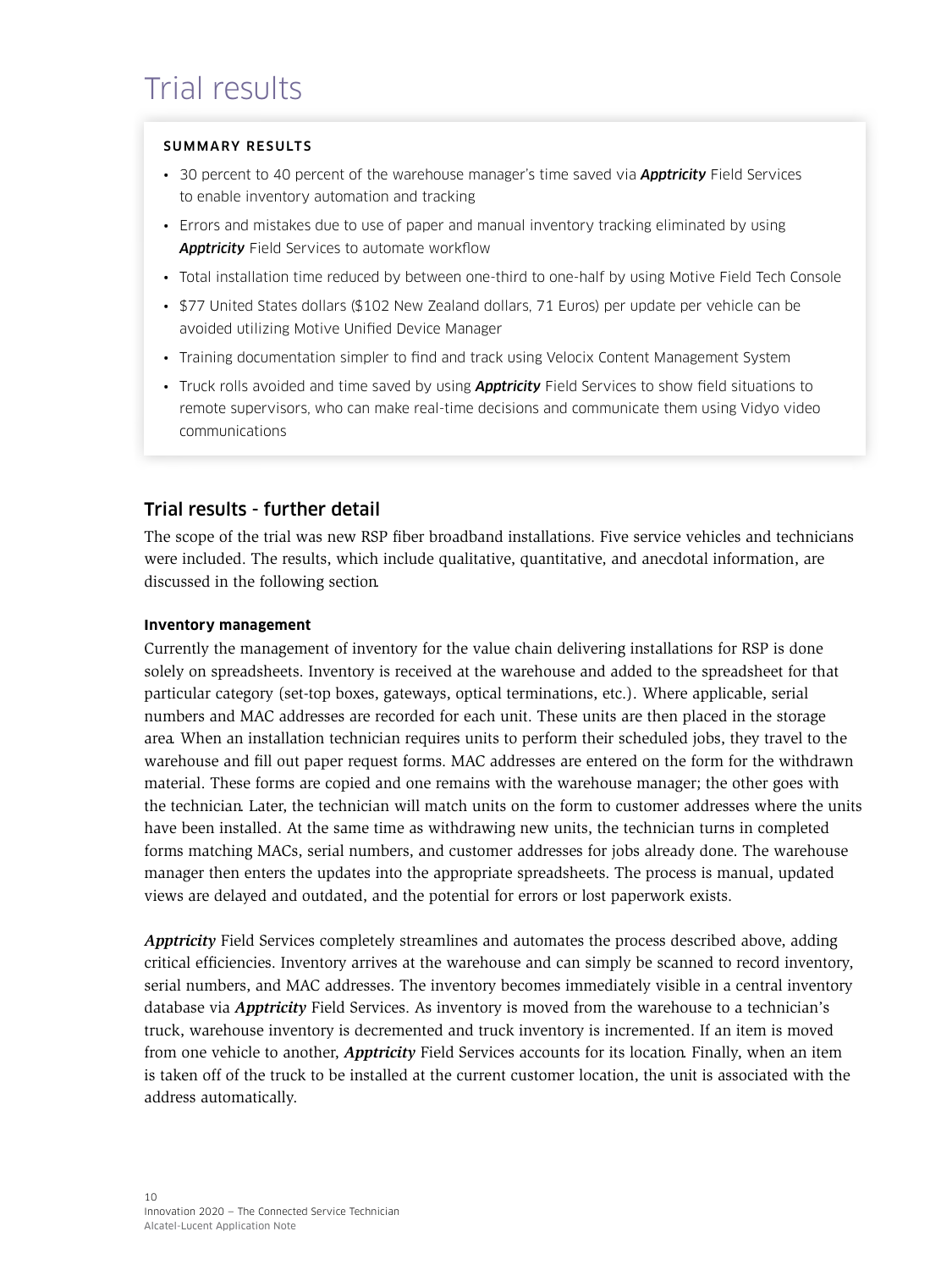# Trial results

**SUMMARY RESULTS**

- 30 percent to 40 percent of the warehouse manager's time saved via ***Apptricity*** Field Services to enable inventory automation and tracking
- Errors and mistakes due to use of paper and manual inventory tracking eliminated by using ***Apptricity*** Field Services to automate workflow
- Total installation time reduced by between one-third to one-half by using Motive Field Tech Console
- $77 United States dollars ($102 New Zealand dollars, 71 Euros) per update per vehicle can be avoided utilizing Motive Unified Device Manager
- Training documentation simpler to find and track using Velocix Content Management System
- Truck rolls avoided and time saved by using ***Apptricity*** Field Services to show field situations to remote supervisors, who can make real-time decisions and communicate them using Vidyo video communications

## Trial results - further detail

The scope of the trial was new RSP fiber broadband installations. Five service vehicles and technicians were included. The results, which include qualitative, quantitative, and anecdotal information, are discussed in the following section.

### Inventory management

Currently the management of inventory for the value chain delivering installations for RSP is done solely on spreadsheets. Inventory is received at the warehouse and added to the spreadsheet for that particular category (set-top boxes, gateways, optical terminations, etc.). Where applicable, serial numbers and MAC addresses are recorded for each unit. These units are then placed in the storage area. When an installation technician requires units to perform their scheduled jobs, they travel to the warehouse and fill out paper request forms. MAC addresses are entered on the form for the withdrawn material. These forms are copied and one remains with the warehouse manager; the other goes with the technician. Later, the technician will match units on the form to customer addresses where the units have been installed. At the same time as withdrawing new units, the technician turns in completed forms matching MACs, serial numbers, and customer addresses for jobs already done. The warehouse manager then enters the updates into the appropriate spreadsheets. The process is manual, updated views are delayed and outdated, and the potential for errors or lost paperwork exists.

***Apptricity*** Field Services completely streamlines and automates the process described above, adding critical efficiencies. Inventory arrives at the warehouse and can simply be scanned to record inventory, serial numbers, and MAC addresses. The inventory becomes immediately visible in a central inventory database via ***Apptricity*** Field Services. As inventory is moved from the warehouse to a technician's truck, warehouse inventory is decremented and truck inventory is incremented. If an item is moved from one vehicle to another, ***Apptricity*** Field Services accounts for its location. Finally, when an item is taken off of the truck to be installed at the current customer location, the unit is associated with the address automatically.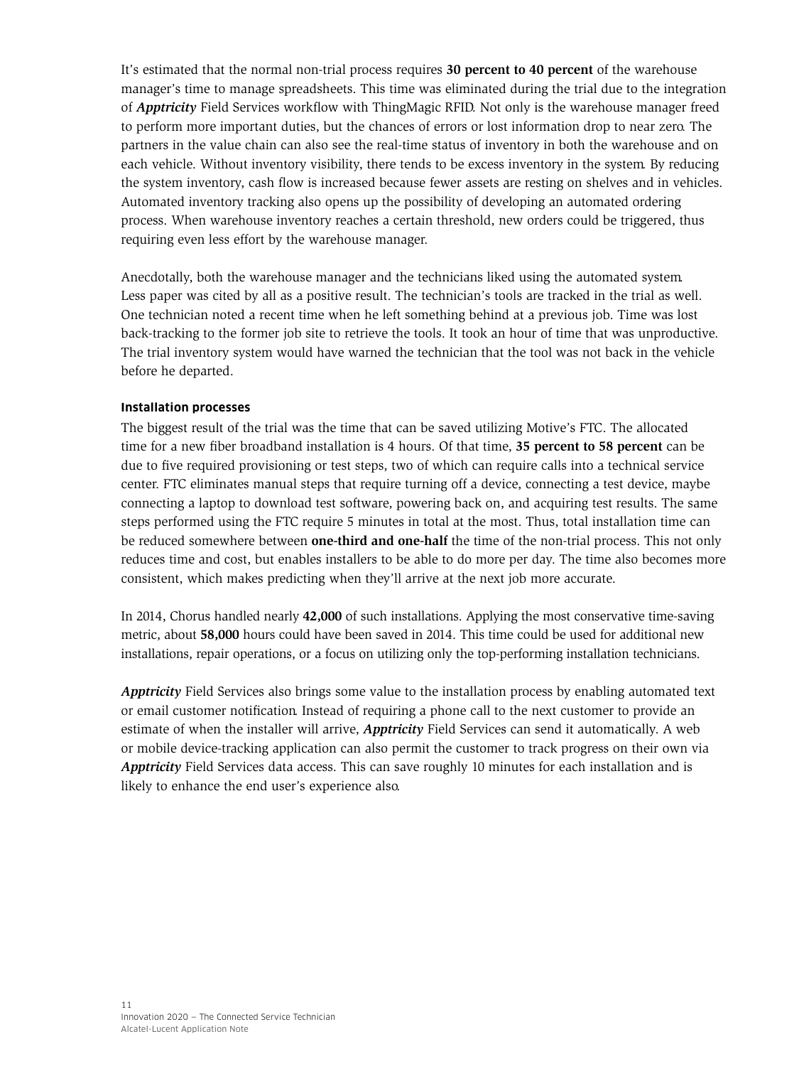It's estimated that the normal non-trial process requires **30 percent to 40 percent** of the warehouse manager's time to manage spreadsheets. This time was eliminated during the trial due to the integration of ***Apptricity*** Field Services workflow with ThingMagic RFID. Not only is the warehouse manager freed to perform more important duties, but the chances of errors or lost information drop to near zero. The partners in the value chain can also see the real-time status of inventory in both the warehouse and on each vehicle. Without inventory visibility, there tends to be excess inventory in the system. By reducing the system inventory, cash flow is increased because fewer assets are resting on shelves and in vehicles. Automated inventory tracking also opens up the possibility of developing an automated ordering process. When warehouse inventory reaches a certain threshold, new orders could be triggered, thus requiring even less effort by the warehouse manager.

Anecdotally, both the warehouse manager and the technicians liked using the automated system. Less paper was cited by all as a positive result. The technician's tools are tracked in the trial as well. One technician noted a recent time when he left something behind at a previous job. Time was lost back-tracking to the former job site to retrieve the tools. It took an hour of time that was unproductive. The trial inventory system would have warned the technician that the tool was not back in the vehicle before he departed.

#### Installation processes

The biggest result of the trial was the time that can be saved utilizing Motive's FTC. The allocated time for a new fiber broadband installation is 4 hours. Of that time, **35 percent to 58 percent** can be due to five required provisioning or test steps, two of which can require calls into a technical service center. FTC eliminates manual steps that require turning off a device, connecting a test device, maybe connecting a laptop to download test software, powering back on, and acquiring test results. The same steps performed using the FTC require 5 minutes in total at the most. Thus, total installation time can be reduced somewhere between **one-third and one-half** the time of the non-trial process. This not only reduces time and cost, but enables installers to be able to do more per day. The time also becomes more consistent, which makes predicting when they'll arrive at the next job more accurate.

In 2014, Chorus handled nearly **42,000** of such installations. Applying the most conservative time-saving metric, about **58,000** hours could have been saved in 2014. This time could be used for additional new installations, repair operations, or a focus on utilizing only the top-performing installation technicians.

***Apptricity*** Field Services also brings some value to the installation process by enabling automated text or email customer notification. Instead of requiring a phone call to the next customer to provide an estimate of when the installer will arrive, ***Apptricity*** Field Services can send it automatically. A web or mobile device-tracking application can also permit the customer to track progress on their own via ***Apptricity*** Field Services data access. This can save roughly 10 minutes for each installation and is likely to enhance the end user's experience also.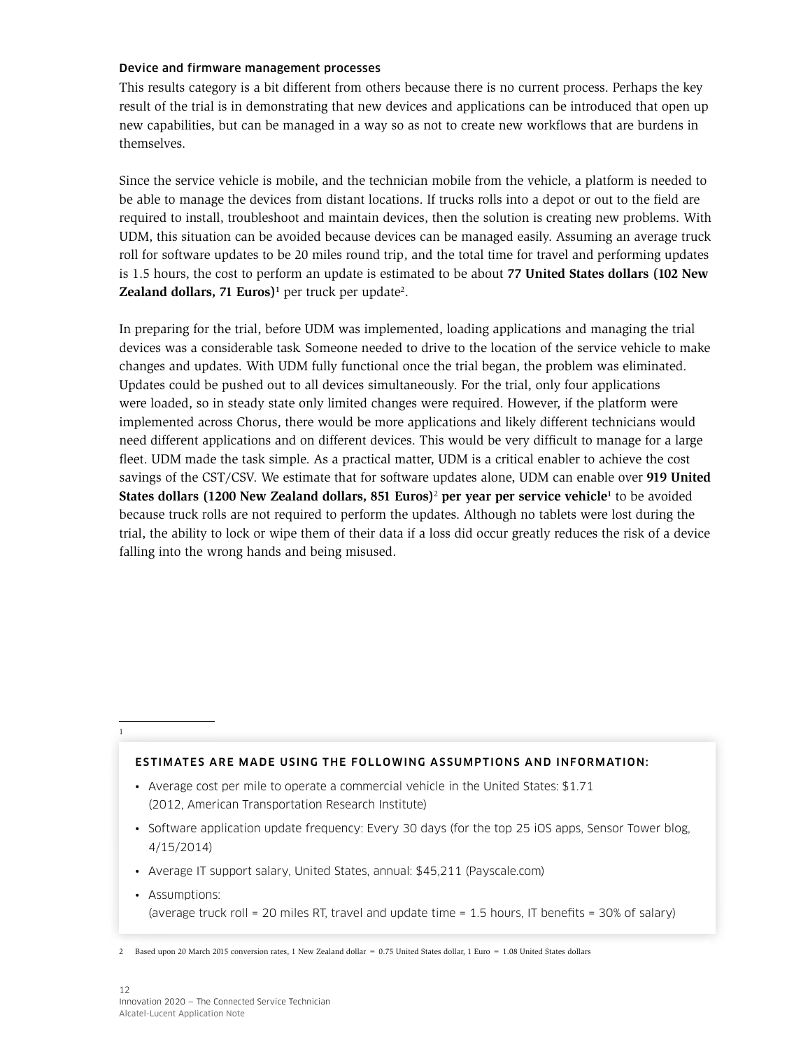### Device and firmware management processes

This results category is a bit different from others because there is no current process. Perhaps the key result of the trial is in demonstrating that new devices and applications can be introduced that open up new capabilities, but can be managed in a way so as not to create new workflows that are burdens in themselves.

Since the service vehicle is mobile, and the technician mobile from the vehicle, a platform is needed to be able to manage the devices from distant locations. If trucks rolls into a depot or out to the field are required to install, troubleshoot and maintain devices, then the solution is creating new problems. With UDM, this situation can be avoided because devices can be managed easily. Assuming an average truck roll for software updates to be 20 miles round trip, and the total time for travel and performing updates is 1.5 hours, the cost to perform an update is estimated to be about **77 United States dollars (102 New Zealand dollars, 71 Euros)**[1] per truck per update[2].

In preparing for the trial, before UDM was implemented, loading applications and managing the trial devices was a considerable task. Someone needed to drive to the location of the service vehicle to make changes and updates. With UDM fully functional once the trial began, the problem was eliminated. Updates could be pushed out to all devices simultaneously. For the trial, only four applications were loaded, so in steady state only limited changes were required. However, if the platform were implemented across Chorus, there would be more applications and likely different technicians would need different applications and on different devices. This would be very difficult to manage for a large fleet. UDM made the task simple. As a practical matter, UDM is a critical enabler to achieve the cost savings of the CST/CSV. We estimate that for software updates alone, UDM can enable over **919 United States dollars (1200 New Zealand dollars, 851 Euros)**[2] **per year per service vehicle**[1] to be avoided because truck rolls are not required to perform the updates. Although no tablets were lost during the trial, the ability to lock or wipe them of their data if a loss did occur greatly reduces the risk of a device falling into the wrong hands and being misused.

---

1

**ESTIMATES ARE MADE USING THE FOLLOWING ASSUMPTIONS AND INFORMATION:**

- Average cost per mile to operate a commercial vehicle in the United States: $1.71 (2012, American Transportation Research Institute)
- Software application update frequency: Every 30 days (for the top 25 iOS apps, Sensor Tower blog, 4/15/2014)
- Average IT support salary, United States, annual: $45,211 (Payscale.com)
- Assumptions: (average truck roll = 20 miles RT, travel and update time = 1.5 hours, IT benefits = 30% of salary)

2 Based upon 20 March 2015 conversion rates, 1 New Zealand dollar = 0.75 United States dollar, 1 Euro = 1.08 United States dollars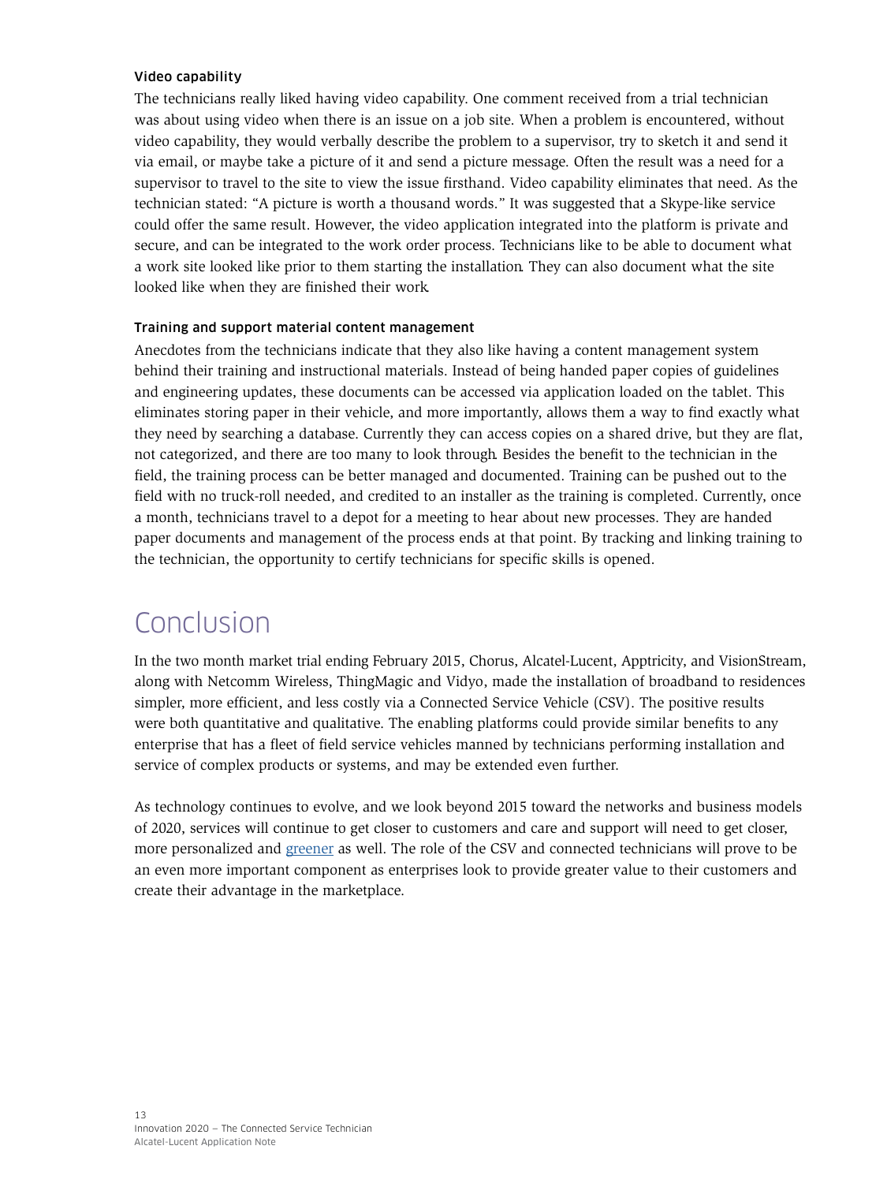### Video capability

The technicians really liked having video capability. One comment received from a trial technician was about using video when there is an issue on a job site. When a problem is encountered, without video capability, they would verbally describe the problem to a supervisor, try to sketch it and send it via email, or maybe take a picture of it and send a picture message. Often the result was a need for a supervisor to travel to the site to view the issue firsthand. Video capability eliminates that need. As the technician stated: "A picture is worth a thousand words." It was suggested that a Skype-like service could offer the same result. However, the video application integrated into the platform is private and secure, and can be integrated to the work order process. Technicians like to be able to document what a work site looked like prior to them starting the installation. They can also document what the site looked like when they are finished their work.

### Training and support material content management

Anecdotes from the technicians indicate that they also like having a content management system behind their training and instructional materials. Instead of being handed paper copies of guidelines and engineering updates, these documents can be accessed via application loaded on the tablet. This eliminates storing paper in their vehicle, and more importantly, allows them a way to find exactly what they need by searching a database. Currently they can access copies on a shared drive, but they are flat, not categorized, and there are too many to look through. Besides the benefit to the technician in the field, the training process can be better managed and documented. Training can be pushed out to the field with no truck-roll needed, and credited to an installer as the training is completed. Currently, once a month, technicians travel to a depot for a meeting to hear about new processes. They are handed paper documents and management of the process ends at that point. By tracking and linking training to the technician, the opportunity to certify technicians for specific skills is opened.

# Conclusion

In the two month market trial ending February 2015, Chorus, Alcatel-Lucent, Apptricity, and VisionStream, along with Netcomm Wireless, ThingMagic and Vidyo, made the installation of broadband to residences simpler, more efficient, and less costly via a Connected Service Vehicle (CSV). The positive results were both quantitative and qualitative. The enabling platforms could provide similar benefits to any enterprise that has a fleet of field service vehicles manned by technicians performing installation and service of complex products or systems, and may be extended even further.

As technology continues to evolve, and we look beyond 2015 toward the networks and business models of 2020, services will continue to get closer to customers and care and support will need to get closer, more personalized and greener as well. The role of the CSV and connected technicians will prove to be an even more important component as enterprises look to provide greater value to their customers and create their advantage in the marketplace.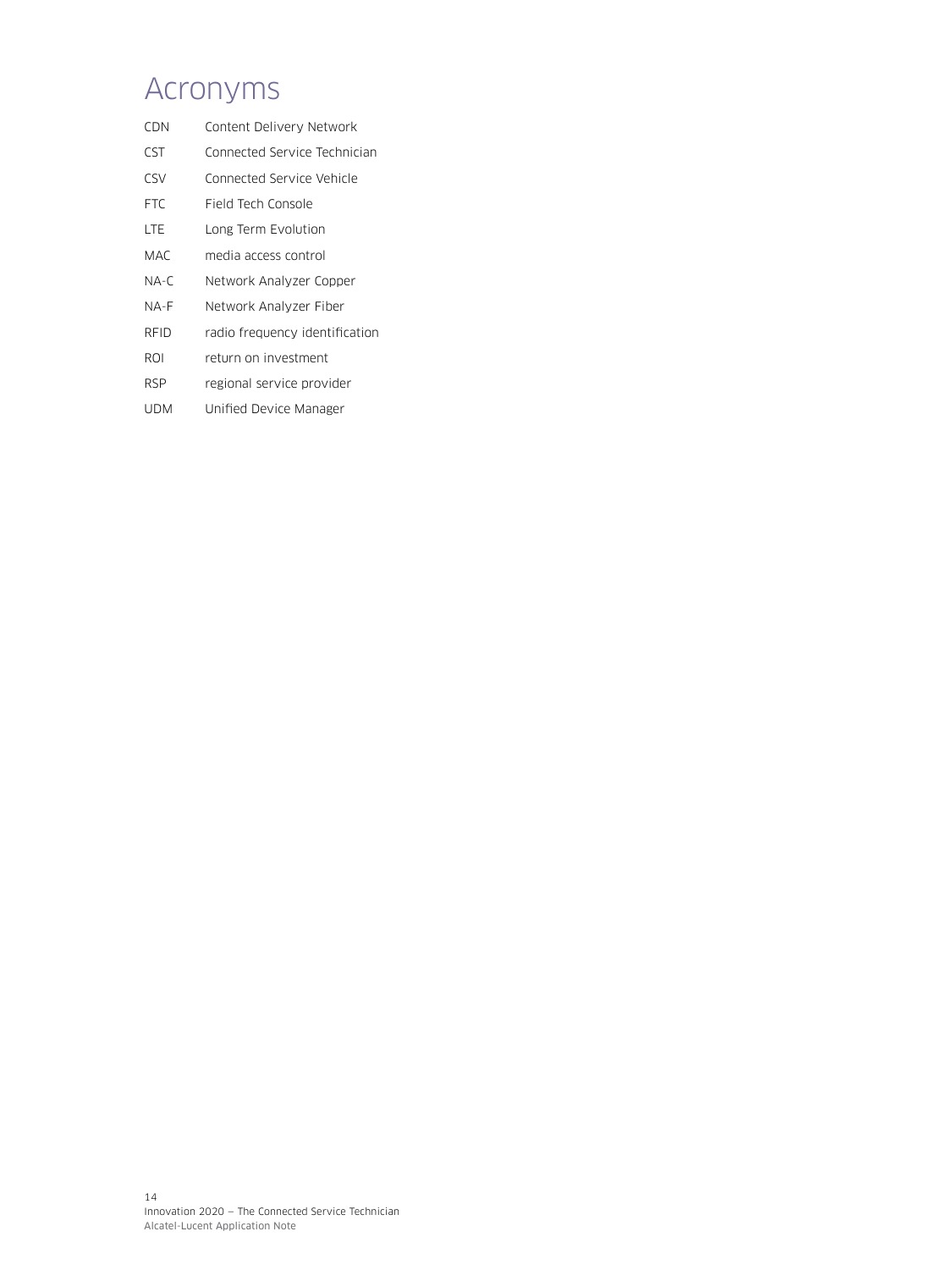# Acronyms

| | |
|---|---|
| CDN | Content Delivery Network |
| CST | Connected Service Technician |
| CSV | Connected Service Vehicle |
| FTC | Field Tech Console |
| LTE | Long Term Evolution |
| MAC | media access control |
| NA-C | Network Analyzer Copper |
| NA-F | Network Analyzer Fiber |
| RFID | radio frequency identification |
| ROI | return on investment |
| RSP | regional service provider |
| UDM | Unified Device Manager |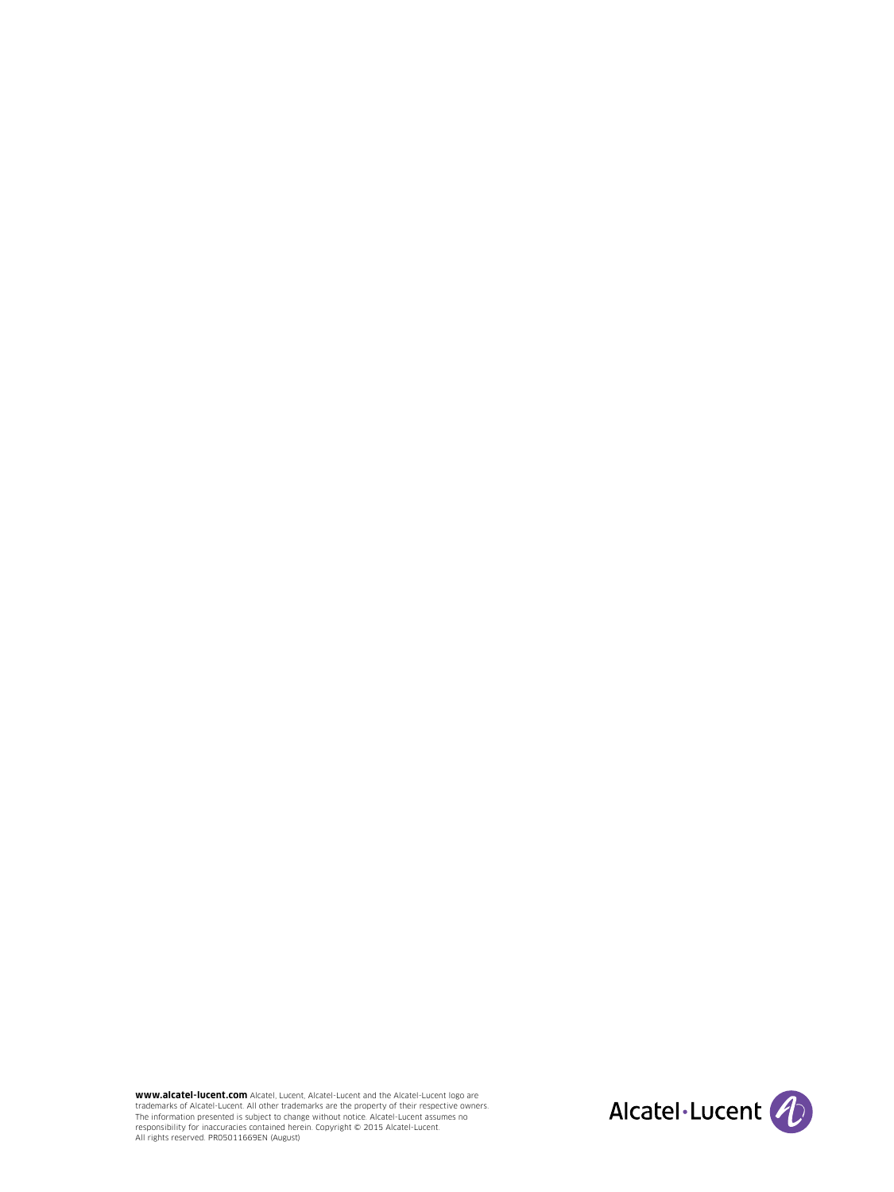**www.alcatel-lucent.com** Alcatel, Lucent, Alcatel-Lucent and the Alcatel-Lucent logo are trademarks of Alcatel-Lucent. All other trademarks are the property of their respective owners. The information presented is subject to change without notice. Alcatel-Lucent assumes no responsibility for inaccuracies contained herein. Copyright © 2015 Alcatel-Lucent. All rights reserved. PR05011669EN (August)

Alcatel·Lucent